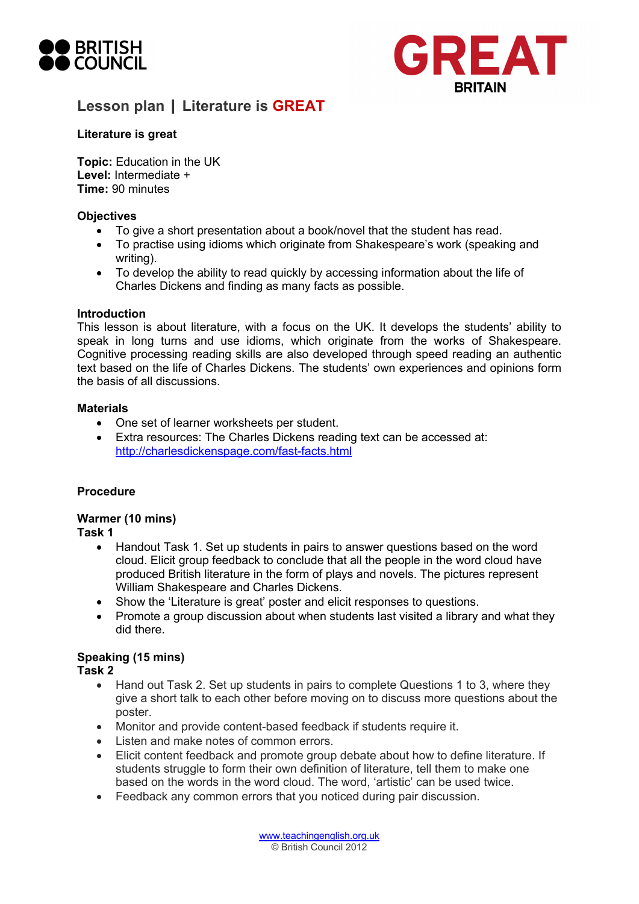# Lesson plan | Literature is GREAT

## Literature is great

**Topic:** Education in the UK
**Level:** Intermediate +
**Time:** 90 minutes

### Objectives

- To give a short presentation about a book/novel that the student has read.
- To practise using idioms which originate from Shakespeare's work (speaking and writing).
- To develop the ability to read quickly by accessing information about the life of Charles Dickens and finding as many facts as possible.

### Introduction

This lesson is about literature, with a focus on the UK. It develops the students' ability to speak in long turns and use idioms, which originate from the works of Shakespeare. Cognitive processing reading skills are also developed through speed reading an authentic text based on the life of Charles Dickens. The students' own experiences and opinions form the basis of all discussions.

### Materials

- One set of learner worksheets per student.
- Extra resources: The Charles Dickens reading text can be accessed at: http://charlesdickenspage.com/fast-facts.html

### Procedure

#### Warmer (10 mins)

**Task 1**

- Handout Task 1. Set up students in pairs to answer questions based on the word cloud. Elicit group feedback to conclude that all the people in the word cloud have produced British literature in the form of plays and novels. The pictures represent William Shakespeare and Charles Dickens.
- Show the 'Literature is great' poster and elicit responses to questions.
- Promote a group discussion about when students last visited a library and what they did there.

#### Speaking (15 mins)

**Task 2**

- Hand out Task 2. Set up students in pairs to complete Questions 1 to 3, where they give a short talk to each other before moving on to discuss more questions about the poster.
- Monitor and provide content-based feedback if students require it.
- Listen and make notes of common errors.
- Elicit content feedback and promote group debate about how to define literature. If students struggle to form their own definition of literature, tell them to make one based on the words in the word cloud. The word, 'artistic' can be used twice.
- Feedback any common errors that you noticed during pair discussion.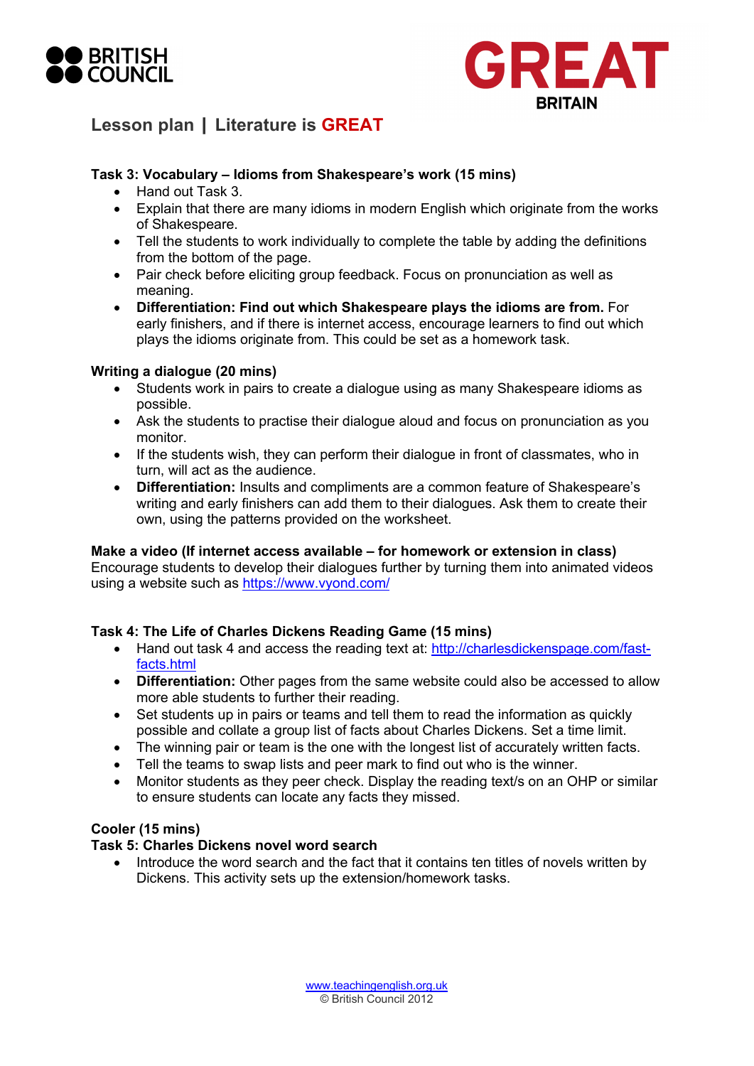### Task 3: Vocabulary – Idioms from Shakespeare's work (15 mins)

- Hand out Task 3.
- Explain that there are many idioms in modern English which originate from the works of Shakespeare.
- Tell the students to work individually to complete the table by adding the definitions from the bottom of the page.
- Pair check before eliciting group feedback. Focus on pronunciation as well as meaning.
- **Differentiation: Find out which Shakespeare plays the idioms are from.** For early finishers, and if there is internet access, encourage learners to find out which plays the idioms originate from. This could be set as a homework task.

### Writing a dialogue (20 mins)

- Students work in pairs to create a dialogue using as many Shakespeare idioms as possible.
- Ask the students to practise their dialogue aloud and focus on pronunciation as you monitor.
- If the students wish, they can perform their dialogue in front of classmates, who in turn, will act as the audience.
- **Differentiation:** Insults and compliments are a common feature of Shakespeare's writing and early finishers can add them to their dialogues. Ask them to create their own, using the patterns provided on the worksheet.

### Make a video (If internet access available – for homework or extension in class)

Encourage students to develop their dialogues further by turning them into animated videos using a website such as [https://www.vyond.com/](https://www.vyond.com/)

### Task 4: The Life of Charles Dickens Reading Game (15 mins)

- Hand out task 4 and access the reading text at: [http://charlesdickenspage.com/fast-facts.html](http://charlesdickenspage.com/fast-facts.html)
- **Differentiation:** Other pages from the same website could also be accessed to allow more able students to further their reading.
- Set students up in pairs or teams and tell them to read the information as quickly possible and collate a group list of facts about Charles Dickens. Set a time limit.
- The winning pair or team is the one with the longest list of accurately written facts.
- Tell the teams to swap lists and peer mark to find out who is the winner.
- Monitor students as they peer check. Display the reading text/s on an OHP or similar to ensure students can locate any facts they missed.

### Cooler (15 mins)

### Task 5: Charles Dickens novel word search

- Introduce the word search and the fact that it contains ten titles of novels written by Dickens. This activity sets up the extension/homework tasks.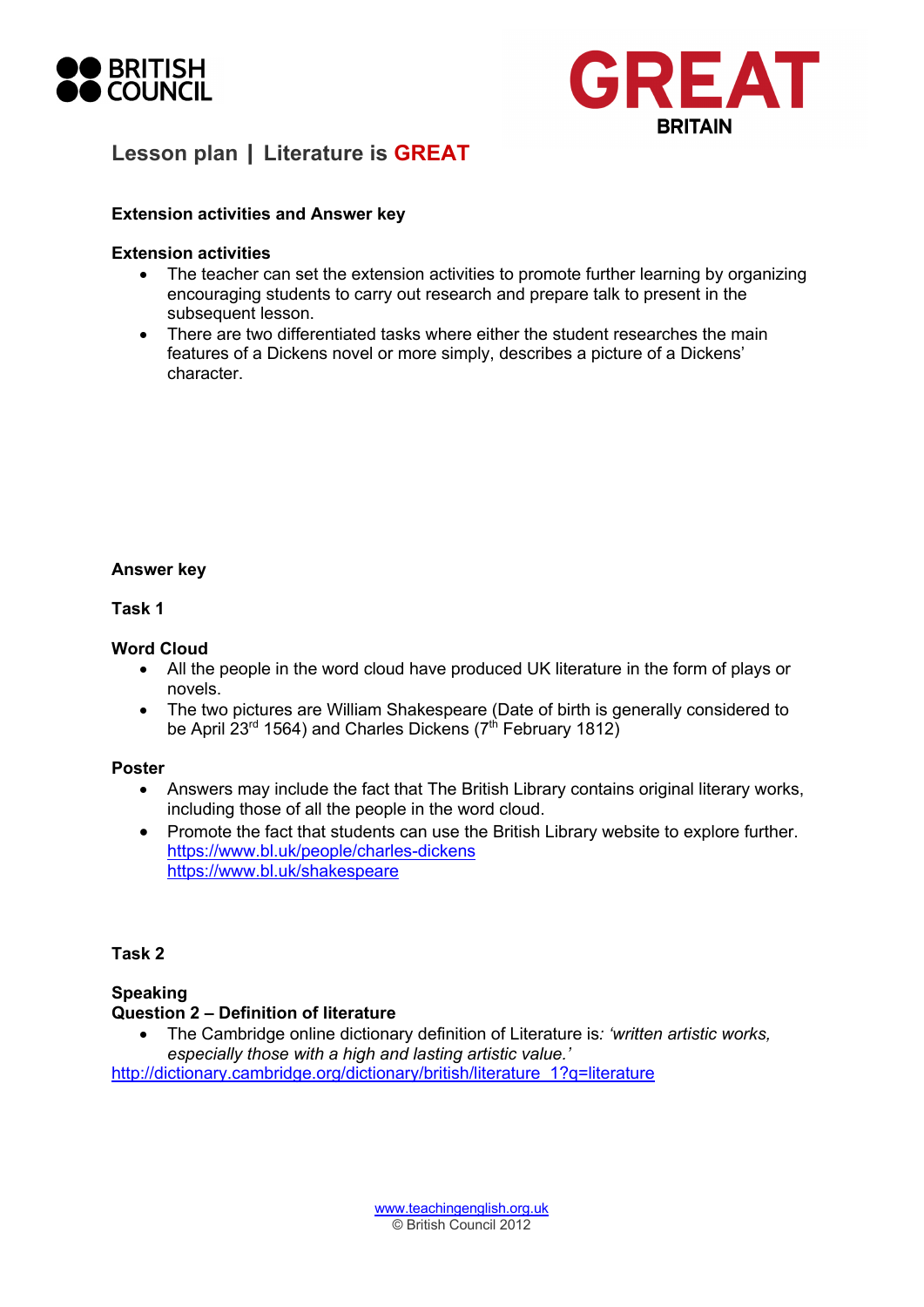## Lesson plan | Literature is GREAT

**Extension activities and Answer key**

**Extension activities**

- The teacher can set the extension activities to promote further learning by organizing encouraging students to carry out research and prepare talk to present in the subsequent lesson.
- There are two differentiated tasks where either the student researches the main features of a Dickens novel or more simply, describes a picture of a Dickens' character.

**Answer key**

**Task 1**

**Word Cloud**

- All the people in the word cloud have produced UK literature in the form of plays or novels.
- The two pictures are William Shakespeare (Date of birth is generally considered to be April 23rd 1564) and Charles Dickens (7th February 1812)

**Poster**

- Answers may include the fact that The British Library contains original literary works, including those of all the people in the word cloud.
- Promote the fact that students can use the British Library website to explore further.
  https://www.bl.uk/people/charles-dickens
  https://www.bl.uk/shakespeare

**Task 2**

**Speaking**
**Question 2 – Definition of literature**

- The Cambridge online dictionary definition of Literature is*: 'written artistic works, especially those with a high and lasting artistic value.'*

http://dictionary.cambridge.org/dictionary/british/literature_1?q=literature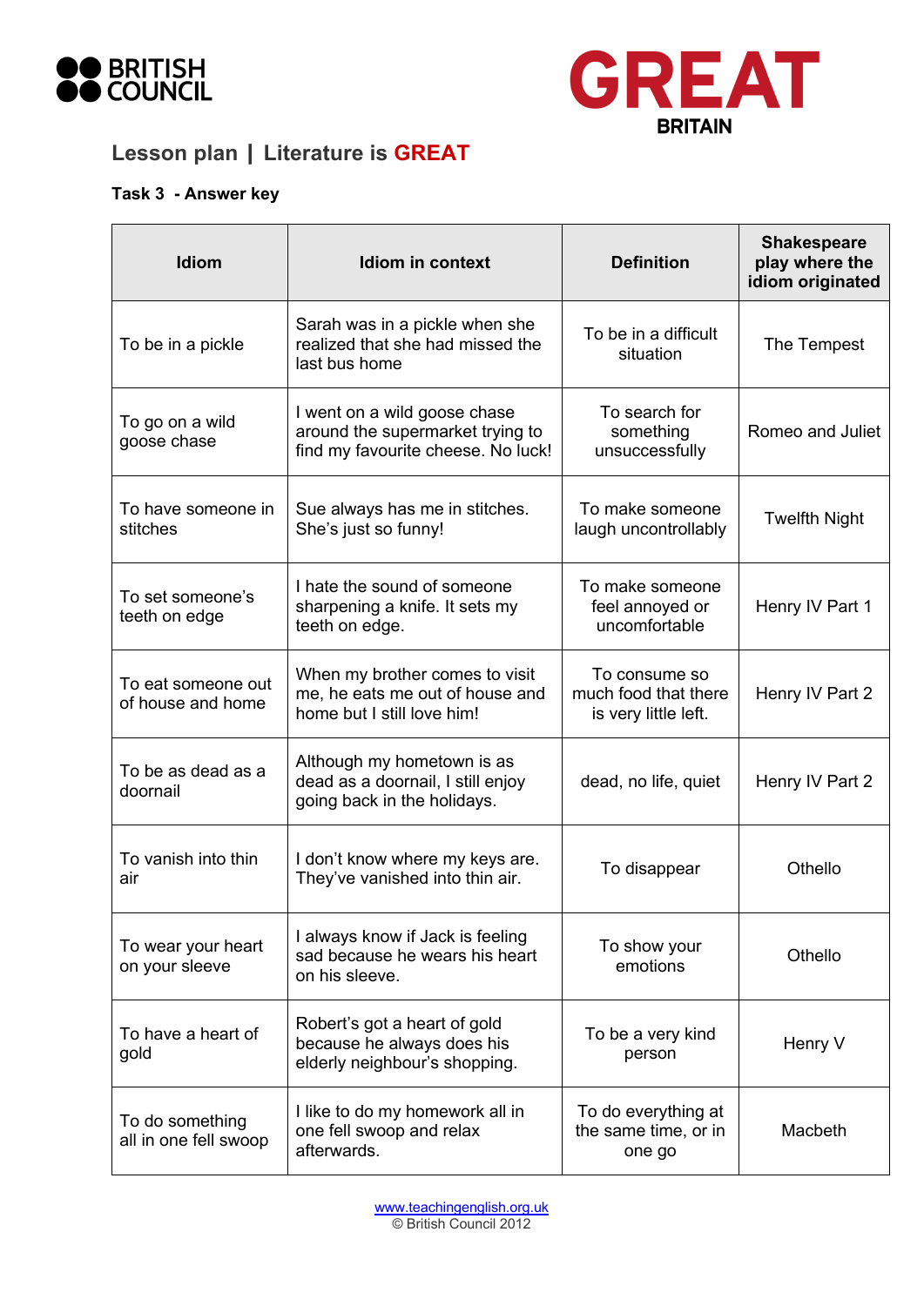## Lesson plan | Literature is GREAT

**Task 3 - Answer key**

| Idiom | Idiom in context | Definition | Shakespeare play where the idiom originated |
|---|---|---|---|
| To be in a pickle | Sarah was in a pickle when she realized that she had missed the last bus home | To be in a difficult situation | The Tempest |
| To go on a wild goose chase | I went on a wild goose chase around the supermarket trying to find my favourite cheese. No luck! | To search for something unsuccessfully | Romeo and Juliet |
| To have someone in stitches | Sue always has me in stitches. She's just so funny! | To make someone laugh uncontrollably | Twelfth Night |
| To set someone's teeth on edge | I hate the sound of someone sharpening a knife. It sets my teeth on edge. | To make someone feel annoyed or uncomfortable | Henry IV Part 1 |
| To eat someone out of house and home | When my brother comes to visit me, he eats me out of house and home but I still love him! | To consume so much food that there is very little left. | Henry IV Part 2 |
| To be as dead as a doornail | Although my hometown is as dead as a doornail, I still enjoy going back in the holidays. | dead, no life, quiet | Henry IV Part 2 |
| To vanish into thin air | I don't know where my keys are. They've vanished into thin air. | To disappear | Othello |
| To wear your heart on your sleeve | I always know if Jack is feeling sad because he wears his heart on his sleeve. | To show your emotions | Othello |
| To have a heart of gold | Robert's got a heart of gold because he always does his elderly neighbour's shopping. | To be a very kind person | Henry V |
| To do something all in one fell swoop | I like to do my homework all in one fell swoop and relax afterwards. | To do everything at the same time, or in one go | Macbeth |

www.teachingenglish.org.uk
© British Council 2012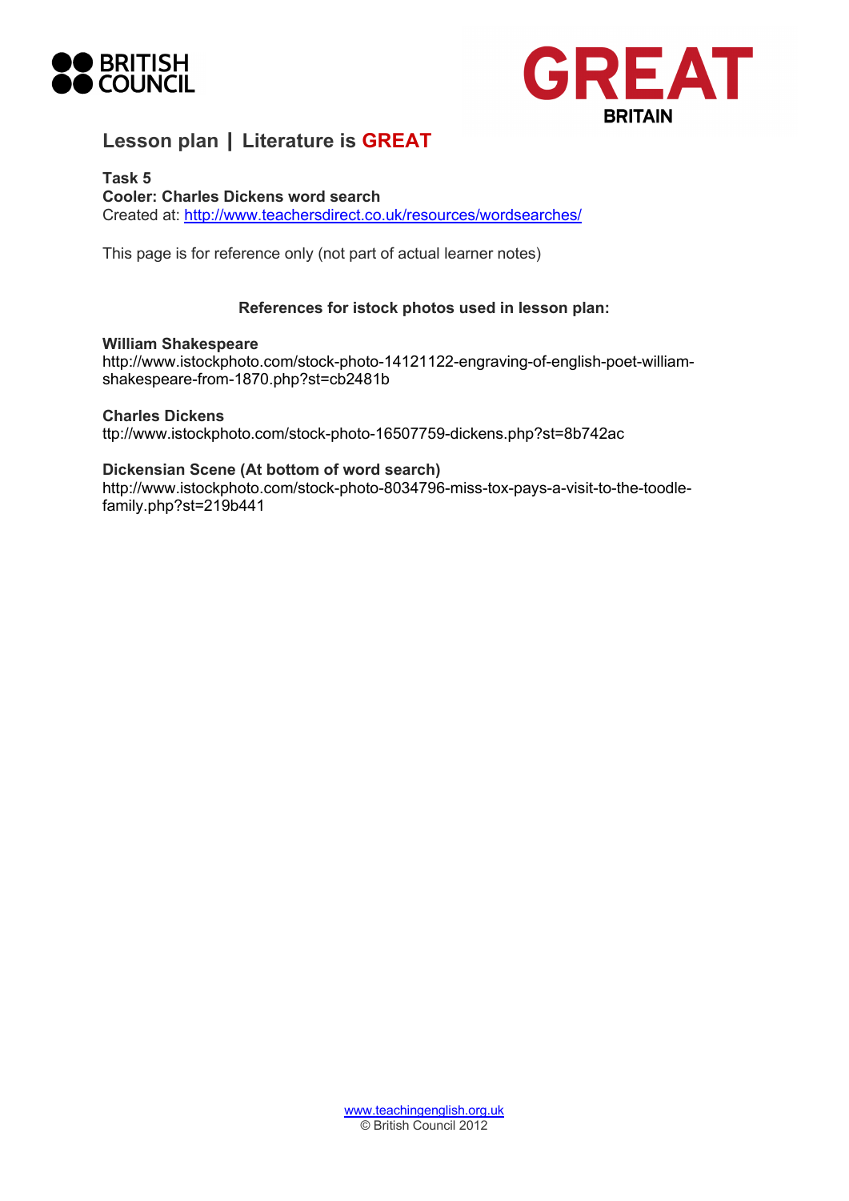## Lesson plan | Literature is GREAT

**Task 5**
**Cooler: Charles Dickens word search**
Created at: http://www.teachersdirect.co.uk/resources/wordsearches/

This page is for reference only (not part of actual learner notes)

**References for istock photos used in lesson plan:**

**William Shakespeare**
http://www.istockphoto.com/stock-photo-14121122-engraving-of-english-poet-william-shakespeare-from-1870.php?st=cb2481b

**Charles Dickens**
ttp://www.istockphoto.com/stock-photo-16507759-dickens.php?st=8b742ac

**Dickensian Scene (At bottom of word search)**
http://www.istockphoto.com/stock-photo-8034796-miss-tox-pays-a-visit-to-the-toodle-family.php?st=219b441